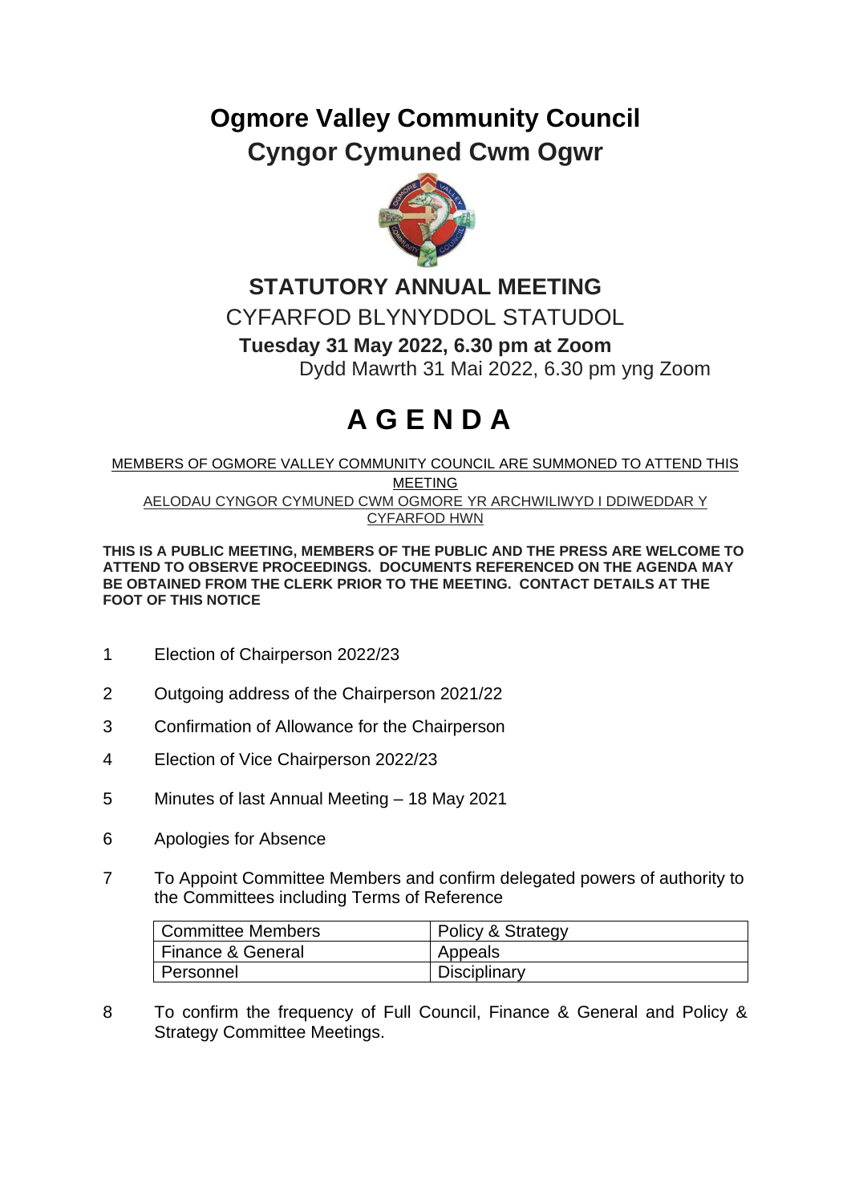# Ogmore Valley Community Council
# Cyngor Cymuned Cwm Ogwr

## STATUTORY ANNUAL MEETING

CYFARFOD BLYNYDDOL STATUDOL

**Tuesday 31 May 2022, 6.30 pm at Zoom**

Dydd Mawrth 31 Mai 2022, 6.30 pm yng Zoom

# A G E N D A

MEMBERS OF OGMORE VALLEY COMMUNITY COUNCIL ARE SUMMONED TO ATTEND THIS MEETING

AELODAU CYNGOR CYMUNED CWM OGMORE YR ARCHWILIWYD I DDIWEDDAR Y CYFARFOD HWN

**THIS IS A PUBLIC MEETING, MEMBERS OF THE PUBLIC AND THE PRESS ARE WELCOME TO ATTEND TO OBSERVE PROCEEDINGS. DOCUMENTS REFERENCED ON THE AGENDA MAY BE OBTAINED FROM THE CLERK PRIOR TO THE MEETING. CONTACT DETAILS AT THE FOOT OF THIS NOTICE**

1 Election of Chairperson 2022/23

2 Outgoing address of the Chairperson 2021/22

3 Confirmation of Allowance for the Chairperson

4 Election of Vice Chairperson 2022/23

5 Minutes of last Annual Meeting – 18 May 2021

6 Apologies for Absence

7 To Appoint Committee Members and confirm delegated powers of authority to the Committees including Terms of Reference

| Committee Members | Policy & Strategy |
|---|---|
| Finance & General | Appeals |
| Personnel | Disciplinary |

8 To confirm the frequency of Full Council, Finance & General and Policy & Strategy Committee Meetings.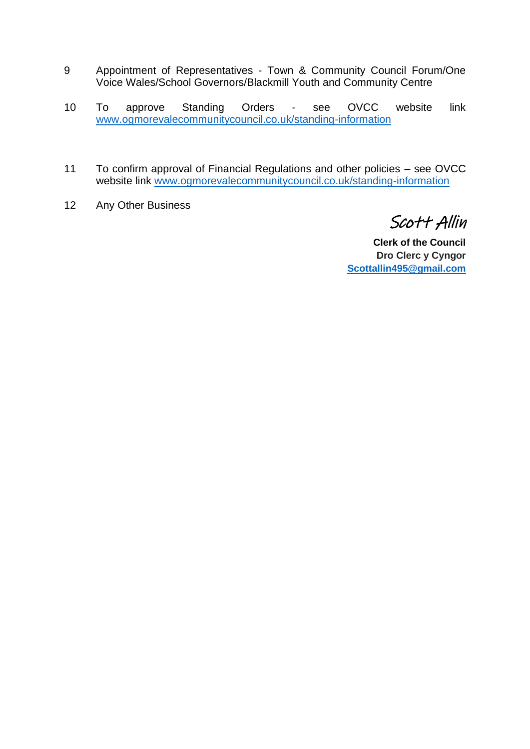9 Appointment of Representatives - Town & Community Council Forum/One Voice Wales/School Governors/Blackmill Youth and Community Centre

10 To approve Standing Orders - see OVCC website link www.ogmorevalecommunitycouncil.co.uk/standing-information

11 To confirm approval of Financial Regulations and other policies – see OVCC website link www.ogmorevalecommunitycouncil.co.uk/standing-information

12 Any Other Business

Scott Allin

**Clerk of the Council**
**Dro Clerc y Cyngor**
**Scottallin495@gmail.com**